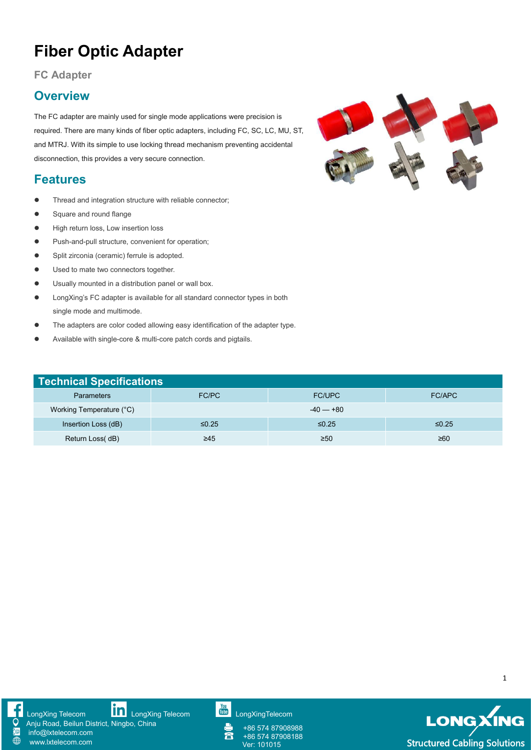# Fiber Optic Adapter

## FC Adapter

## Overview

The FC adapter are mainly used for single mode applications were precision is required. There are many kinds of fiber optic adapters, including FC, SC, LC, MU, ST, and MTRJ. With its simple to use locking thread mechanism preventing accidental disconnection, this provides a very secure connection.

## Features

- Thread and integration structure with reliable connector;
- Square and round flange
- High return loss, Low insertion loss
- Push-and-pull structure, convenient for operation;
- Split zirconia (ceramic) ferrule is adopted.
- Used to mate two connectors together.
- Usually mounted in a distribution panel or wall box.
- LongXing's FC adapter is available for all standard connector types in both single mode and multimode.
- The adapters are color coded allowing easy identification of the adapter type.
- Available with single-core & multi-core patch cords and pigtails.

## Technical Specifications

| Parameters | FC/PC | FC/UPC | FC/APC |
|---|---|---|---|
| Working Temperature (°C) | | -40 — +80 | |
| Insertion Loss (dB) | ≤0.25 | ≤0.25 | ≤0.25 |
| Return Loss( dB) | ≥45 | ≥50 | ≥60 |

LongXing Telecom
LongXing Telecom
LongXingTelecom
Anju Road, Beilun District, Ningbo, China
info@lxtelecom.com
www.lxtelecom.com
+86 574 87908988
+86 574 87908188
Ver: 101015

LONGXING Structured Cabling Solutions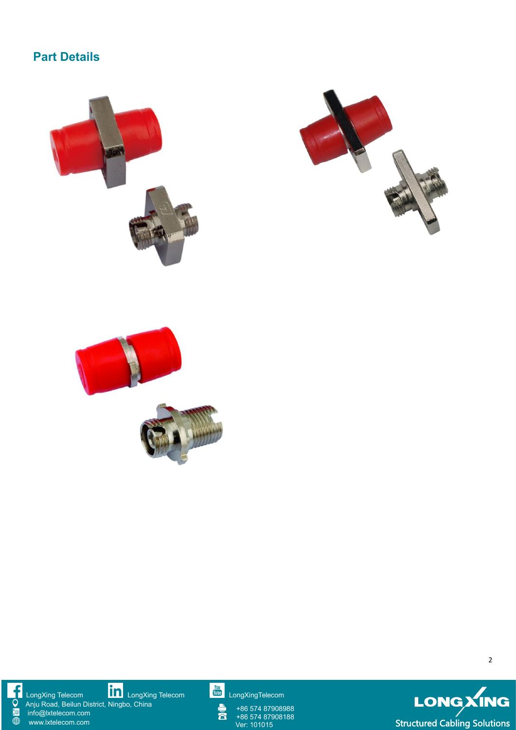## Part Details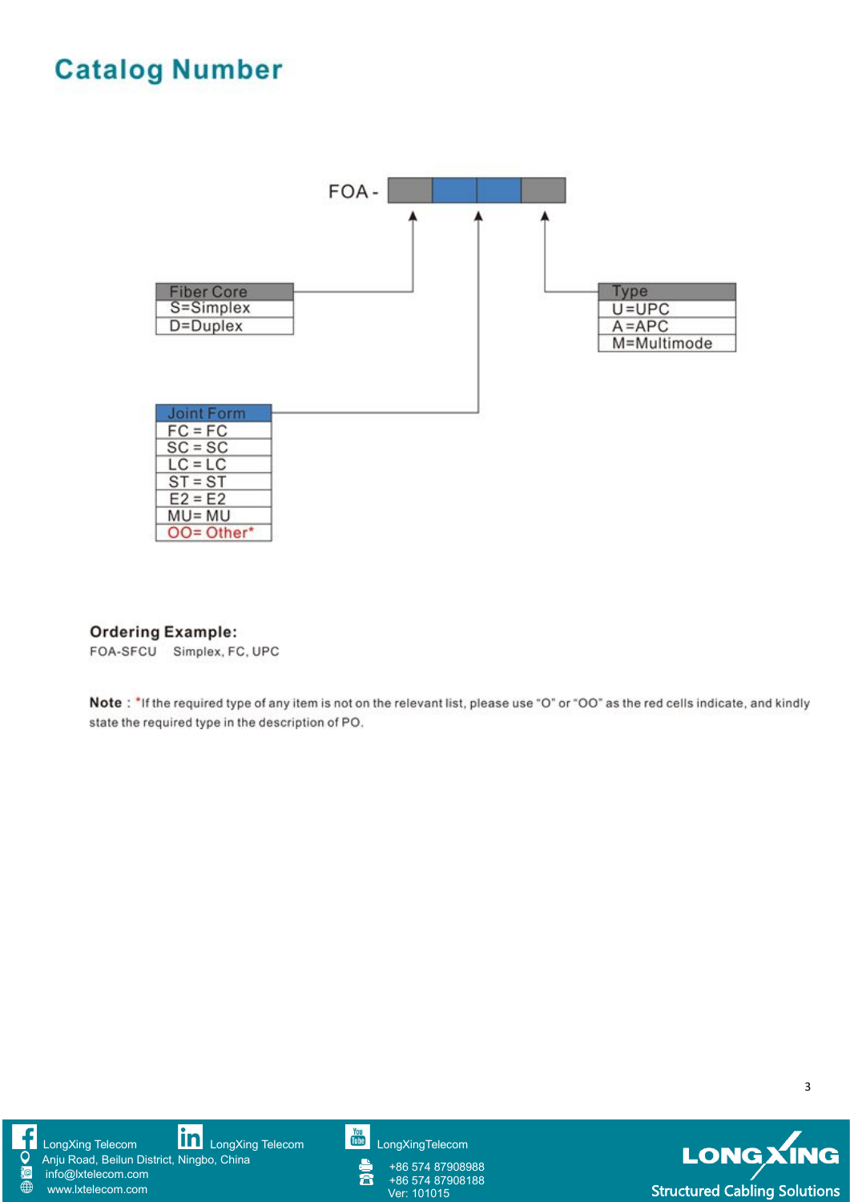## Catalog Number

FOA - [Fiber Core] [Joint Form] [Joint Form] [Type]

| Fiber Core |
|---|
| S=Simplex |
| D=Duplex |

| Type |
|---|
| U=UPC |
| A=APC |
| M=Multimode |

| Joint Form |
|---|
| FC = FC |
| SC = SC |
| LC = LC |
| ST = ST |
| E2 = E2 |
| MU= MU |
| OO= Other* |

**Ordering Example:**

FOA-SFCU Simplex, FC, UPC

**Note**：*If the required type of any item is not on the relevant list, please use "O" or "OO" as the red cells indicate, and kindly state the required type in the description of PO.

LongXing Telecom LongXing Telecom LongXingTelecom

Anju Road, Beilun District, Ningbo, China

info@lxtelecom.com

www.lxtelecom.com

+86 574 87908988

+86 574 87908188

Ver: 101015

LONGXING Structured Cabling Solutions